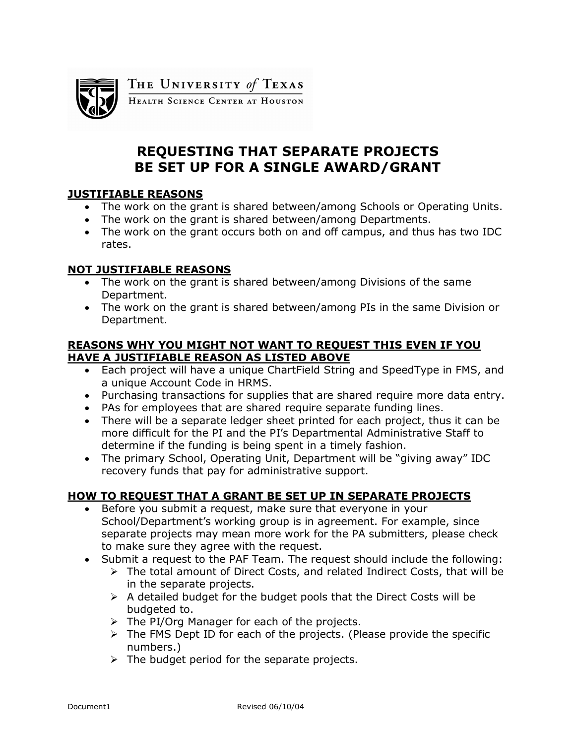THE UNIVERSITY *of* TEXAS
HEALTH SCIENCE CENTER AT HOUSTON

# REQUESTING THAT SEPARATE PROJECTS BE SET UP FOR A SINGLE AWARD/GRANT

## JUSTIFIABLE REASONS

- The work on the grant is shared between/among Schools or Operating Units.
- The work on the grant is shared between/among Departments.
- The work on the grant occurs both on and off campus, and thus has two IDC rates.

## NOT JUSTIFIABLE REASONS

- The work on the grant is shared between/among Divisions of the same Department.
- The work on the grant is shared between/among PIs in the same Division or Department.

## REASONS WHY YOU MIGHT NOT WANT TO REQUEST THIS EVEN IF YOU HAVE A JUSTIFIABLE REASON AS LISTED ABOVE

- Each project will have a unique ChartField String and SpeedType in FMS, and a unique Account Code in HRMS.
- Purchasing transactions for supplies that are shared require more data entry.
- PAs for employees that are shared require separate funding lines.
- There will be a separate ledger sheet printed for each project, thus it can be more difficult for the PI and the PI's Departmental Administrative Staff to determine if the funding is being spent in a timely fashion.
- The primary School, Operating Unit, Department will be "giving away" IDC recovery funds that pay for administrative support.

## HOW TO REQUEST THAT A GRANT BE SET UP IN SEPARATE PROJECTS

- Before you submit a request, make sure that everyone in your School/Department's working group is in agreement. For example, since separate projects may mean more work for the PA submitters, please check to make sure they agree with the request.
- Submit a request to the PAF Team. The request should include the following:
  - The total amount of Direct Costs, and related Indirect Costs, that will be in the separate projects.
  - A detailed budget for the budget pools that the Direct Costs will be budgeted to.
  - The PI/Org Manager for each of the projects.
  - The FMS Dept ID for each of the projects. (Please provide the specific numbers.)
  - The budget period for the separate projects.

Document1 Revised 06/10/04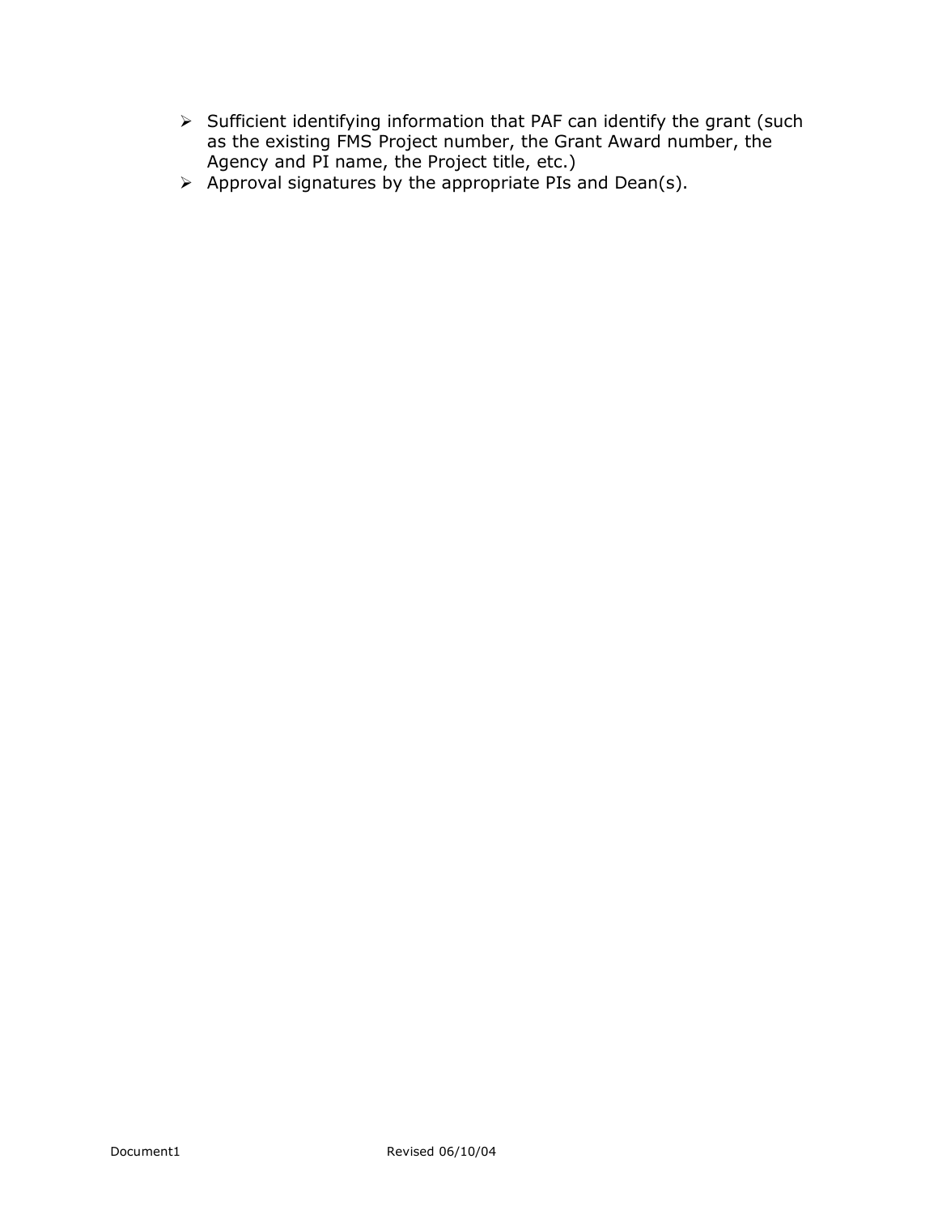- Sufficient identifying information that PAF can identify the grant (such as the existing FMS Project number, the Grant Award number, the Agency and PI name, the Project title, etc.)
- Approval signatures by the appropriate PIs and Dean(s).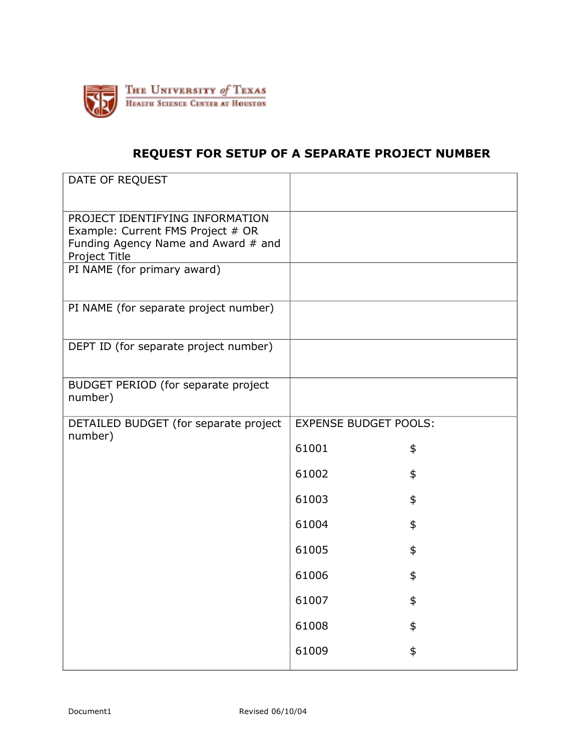The University of Texas Health Science Center at Houston

# REQUEST FOR SETUP OF A SEPARATE PROJECT NUMBER

| | |
|---|---|
| DATE OF REQUEST | |
| PROJECT IDENTIFYING INFORMATION Example: Current FMS Project # OR Funding Agency Name and Award # and Project Title | |
| PI NAME (for primary award) | |
| PI NAME (for separate project number) | |
| DEPT ID (for separate project number) | |
| BUDGET PERIOD (for separate project number) | |
| DETAILED BUDGET (for separate project number) | EXPENSE BUDGET POOLS:<br>61001 $<br>61002 $<br>61003 $<br>61004 $<br>61005 $<br>61006 $<br>61007 $<br>61008 $<br>61009 $ |

Document1 Revised 06/10/04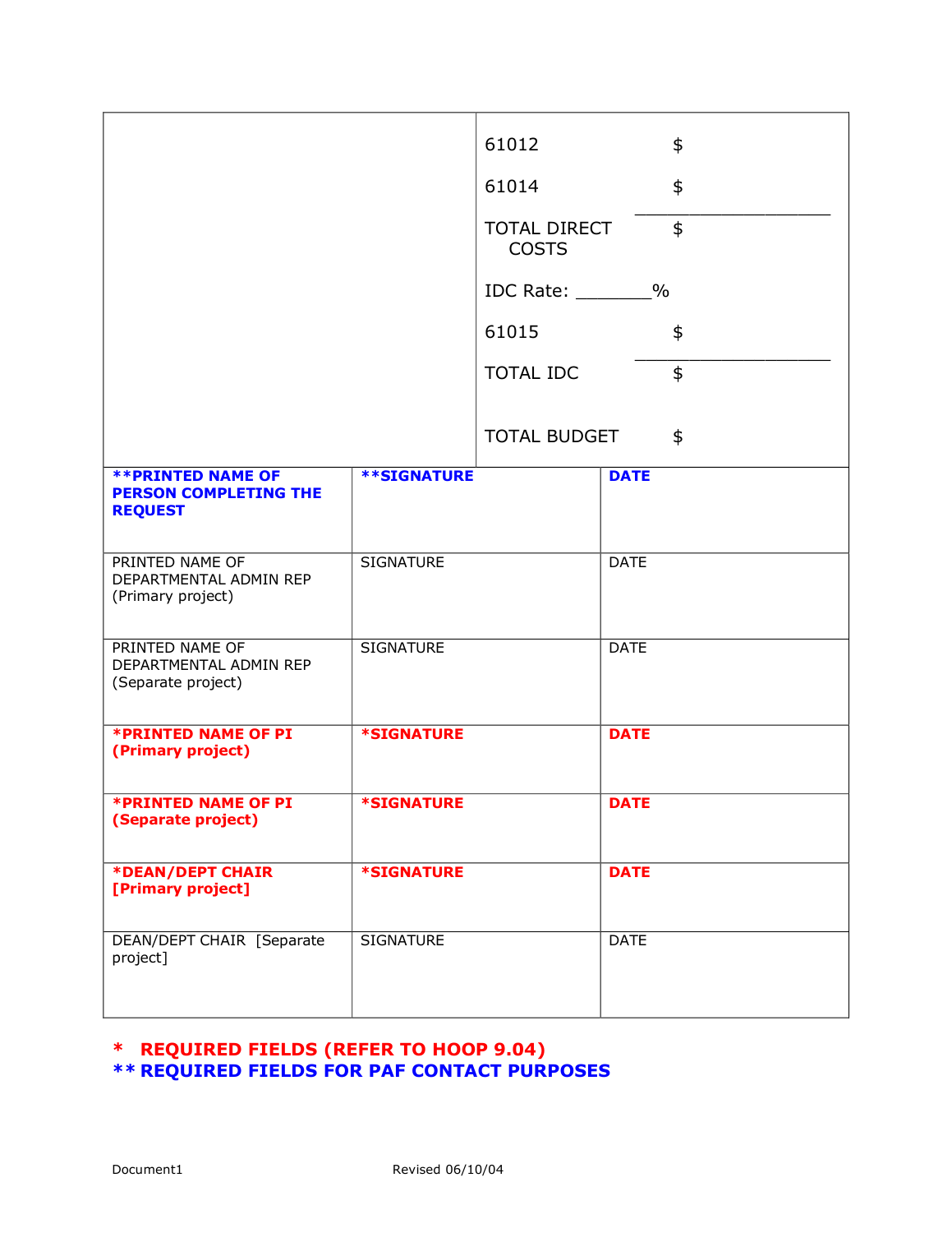| | |
|---|---|
| | 61012 $ |
| | 61014 $ |
| | TOTAL DIRECT COSTS $ |
| | IDC Rate: ________% |
| | 61015 $ |
| | TOTAL IDC $ |
| | TOTAL BUDGET $ |

| | | |
|---|---|---|
| **\*\*PRINTED NAME OF PERSON COMPLETING THE REQUEST** | **\*\*SIGNATURE** | **DATE** |
| PRINTED NAME OF DEPARTMENTAL ADMIN REP (Primary project) | SIGNATURE | DATE |
| PRINTED NAME OF DEPARTMENTAL ADMIN REP (Separate project) | SIGNATURE | DATE |
| **\*PRINTED NAME OF PI (Primary project)** | **\*SIGNATURE** | **DATE** |
| **\*PRINTED NAME OF PI (Separate project)** | **\*SIGNATURE** | **DATE** |
| **\*DEAN/DEPT CHAIR [Primary project]** | **\*SIGNATURE** | **DATE** |
| DEAN/DEPT CHAIR [Separate project] | SIGNATURE | DATE |

**\* REQUIRED FIELDS (REFER TO HOOP 9.04)**
**\*\* REQUIRED FIELDS FOR PAF CONTACT PURPOSES**

Document1 Revised 06/10/04